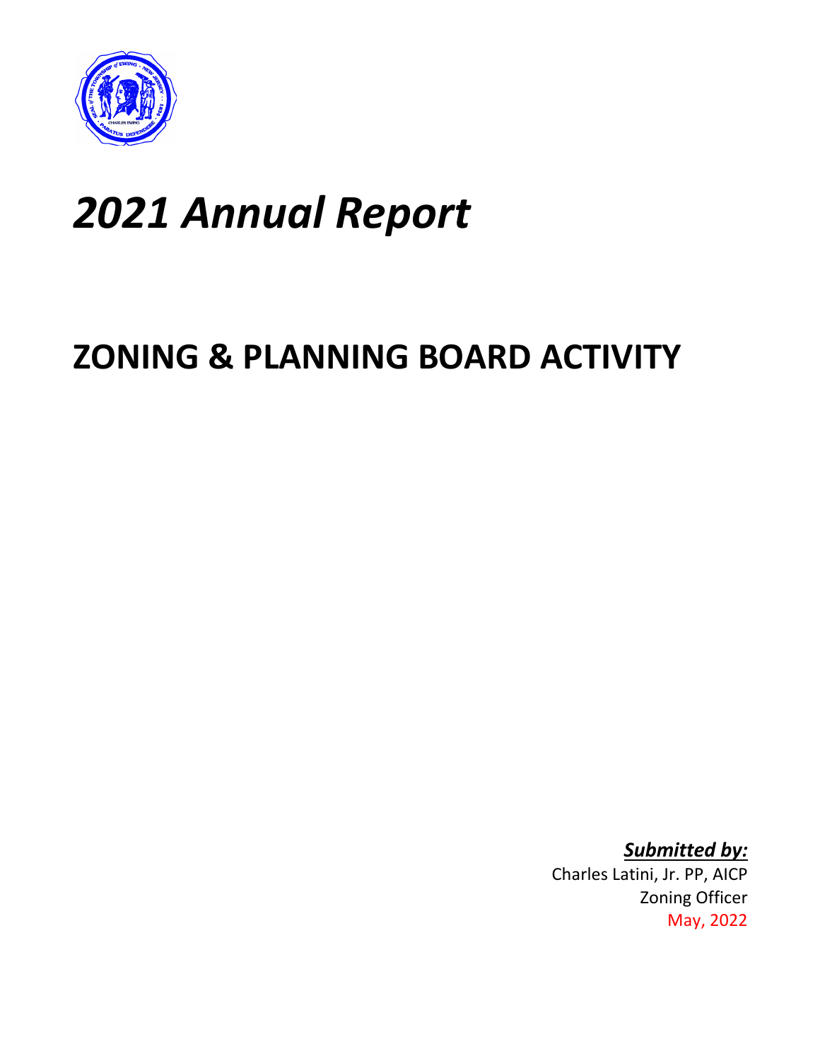# *2021 Annual Report*

# ZONING & PLANNING BOARD ACTIVITY

***Submitted by:***
Charles Latini, Jr. PP, AICP
Zoning Officer
May, 2022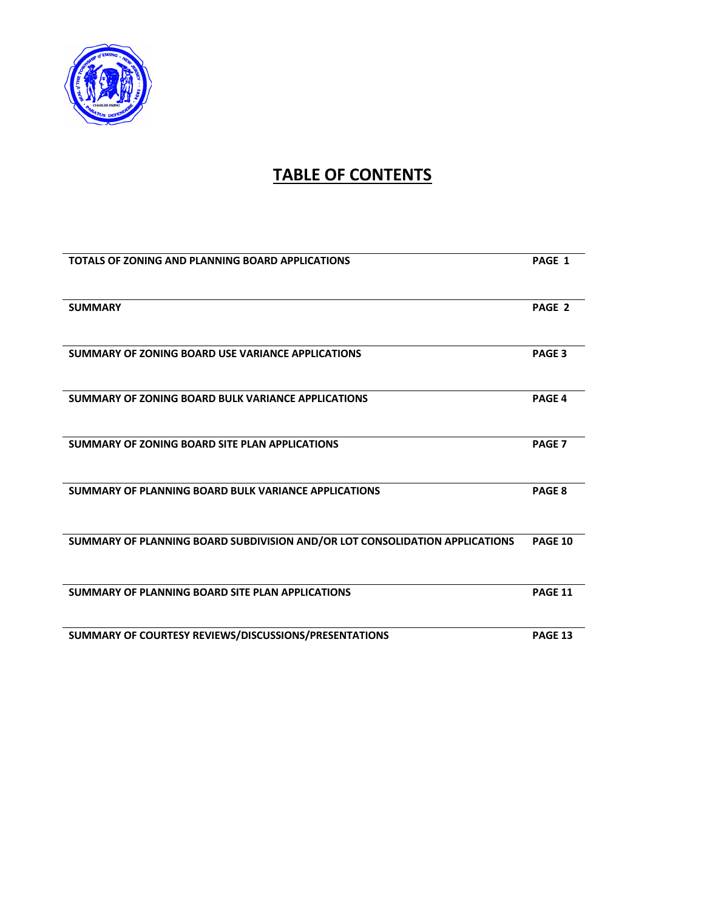# TABLE OF CONTENTS

| | |
|---|---|
| **TOTALS OF ZONING AND PLANNING BOARD APPLICATIONS** | **PAGE 1** |
| **SUMMARY** | **PAGE 2** |
| **SUMMARY OF ZONING BOARD USE VARIANCE APPLICATIONS** | **PAGE 3** |
| **SUMMARY OF ZONING BOARD BULK VARIANCE APPLICATIONS** | **PAGE 4** |
| **SUMMARY OF ZONING BOARD SITE PLAN APPLICATIONS** | **PAGE 7** |
| **SUMMARY OF PLANNING BOARD BULK VARIANCE APPLICATIONS** | **PAGE 8** |
| **SUMMARY OF PLANNING BOARD SUBDIVISION AND/OR LOT CONSOLIDATION APPLICATIONS** | **PAGE 10** |
| **SUMMARY OF PLANNING BOARD SITE PLAN APPLICATIONS** | **PAGE 11** |
| **SUMMARY OF COURTESY REVIEWS/DISCUSSIONS/PRESENTATIONS** | **PAGE 13** |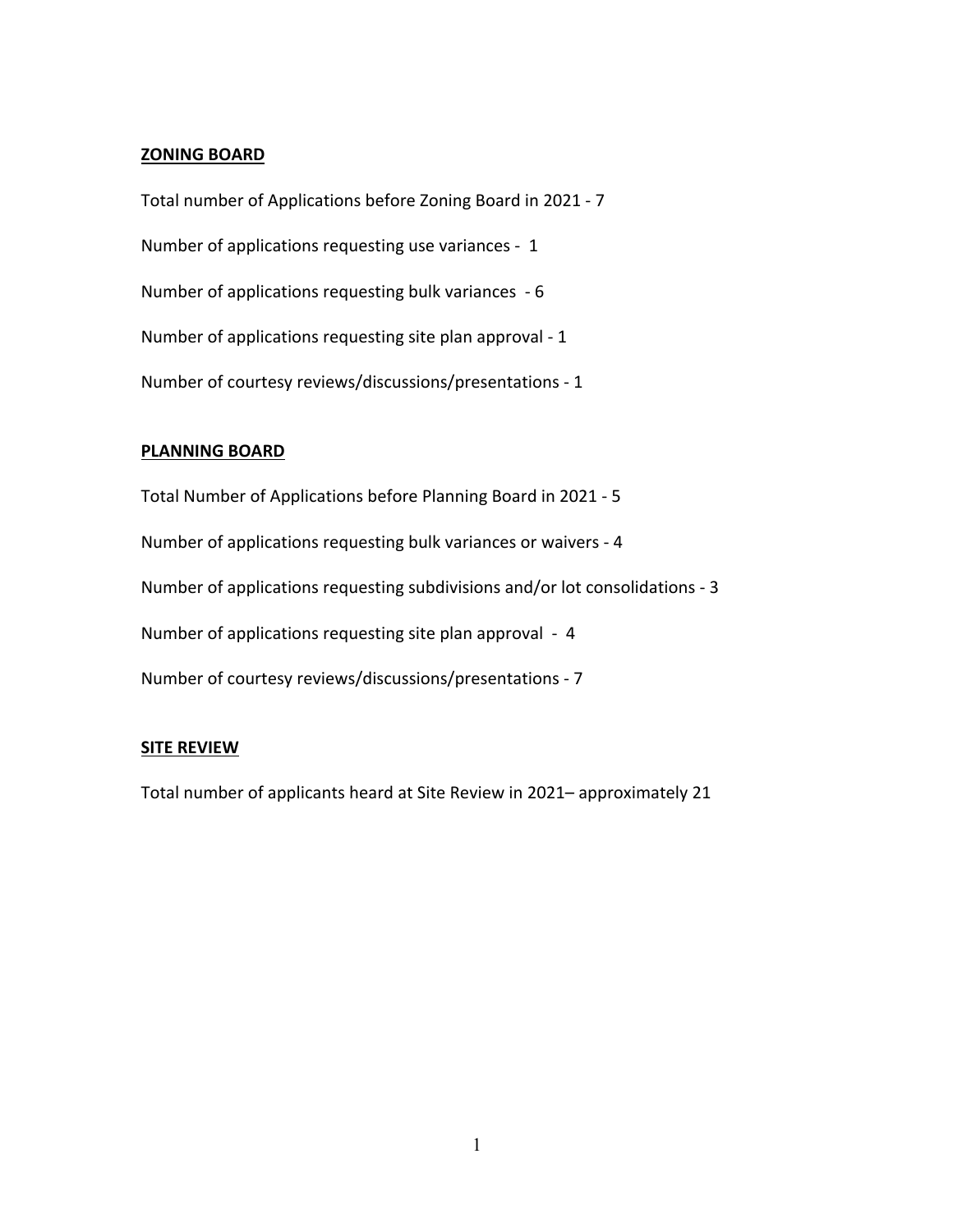## ZONING BOARD

Total number of Applications before Zoning Board in 2021 - 7

Number of applications requesting use variances - 1

Number of applications requesting bulk variances - 6

Number of applications requesting site plan approval - 1

Number of courtesy reviews/discussions/presentations - 1

## PLANNING BOARD

Total Number of Applications before Planning Board in 2021 - 5

Number of applications requesting bulk variances or waivers - 4

Number of applications requesting subdivisions and/or lot consolidations - 3

Number of applications requesting site plan approval - 4

Number of courtesy reviews/discussions/presentations - 7

## SITE REVIEW

Total number of applicants heard at Site Review in 2021– approximately 21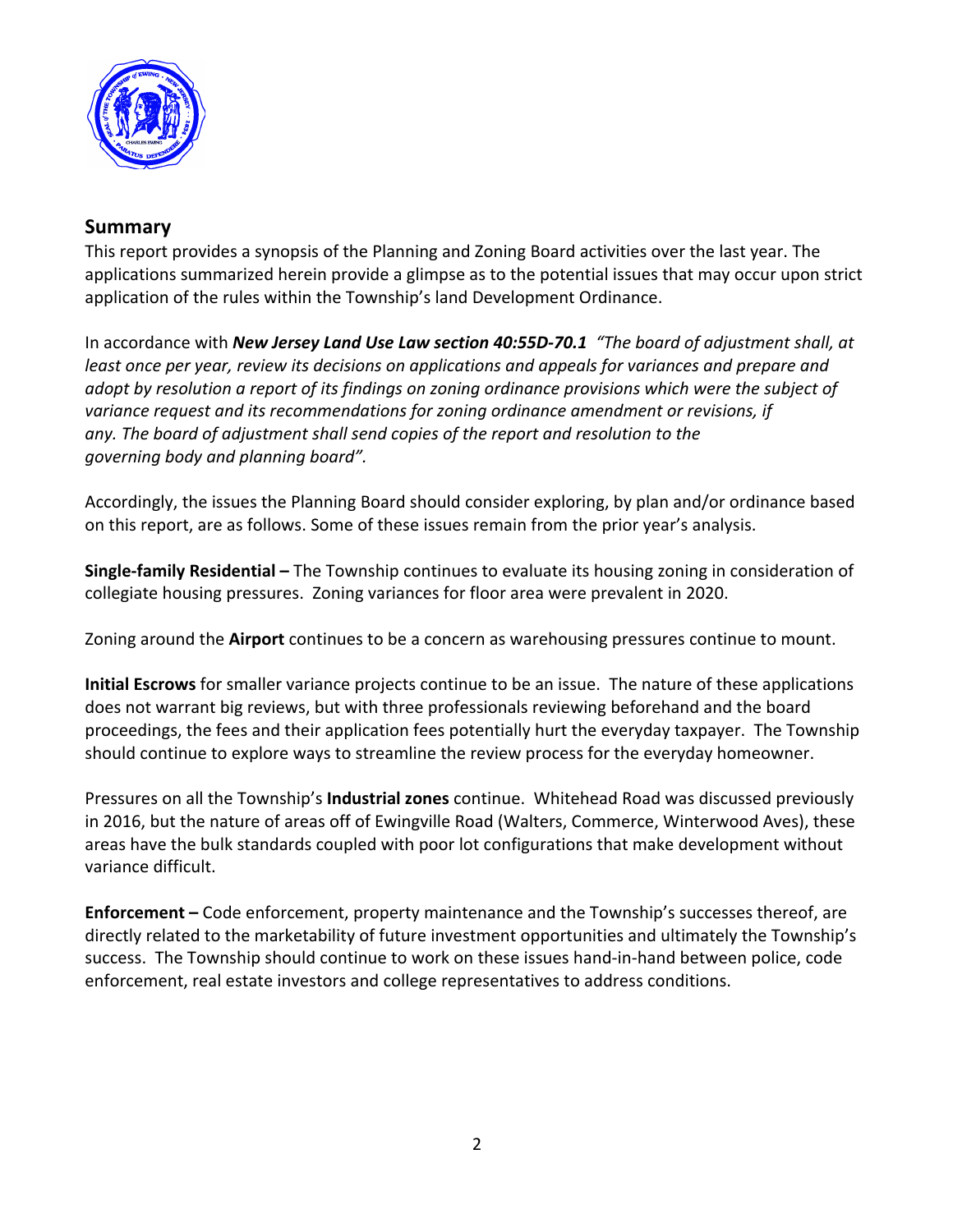## Summary

This report provides a synopsis of the Planning and Zoning Board activities over the last year. The applications summarized herein provide a glimpse as to the potential issues that may occur upon strict application of the rules within the Township's land Development Ordinance.

In accordance with ***New Jersey Land Use Law section 40:55D-70.1*** *"The board of adjustment shall, at least once per year, review its decisions on applications and appeals for variances and prepare and adopt by resolution a report of its findings on zoning ordinance provisions which were the subject of variance request and its recommendations for zoning ordinance amendment or revisions, if any. The board of adjustment shall send copies of the report and resolution to the governing body and planning board".*

Accordingly, the issues the Planning Board should consider exploring, by plan and/or ordinance based on this report, are as follows. Some of these issues remain from the prior year's analysis.

**Single-family Residential –** The Township continues to evaluate its housing zoning in consideration of collegiate housing pressures. Zoning variances for floor area were prevalent in 2020.

Zoning around the **Airport** continues to be a concern as warehousing pressures continue to mount.

**Initial Escrows** for smaller variance projects continue to be an issue. The nature of these applications does not warrant big reviews, but with three professionals reviewing beforehand and the board proceedings, the fees and their application fees potentially hurt the everyday taxpayer. The Township should continue to explore ways to streamline the review process for the everyday homeowner.

Pressures on all the Township's **Industrial zones** continue. Whitehead Road was discussed previously in 2016, but the nature of areas off of Ewingville Road (Walters, Commerce, Winterwood Aves), these areas have the bulk standards coupled with poor lot configurations that make development without variance difficult.

**Enforcement –** Code enforcement, property maintenance and the Township's successes thereof, are directly related to the marketability of future investment opportunities and ultimately the Township's success. The Township should continue to work on these issues hand-in-hand between police, code enforcement, real estate investors and college representatives to address conditions.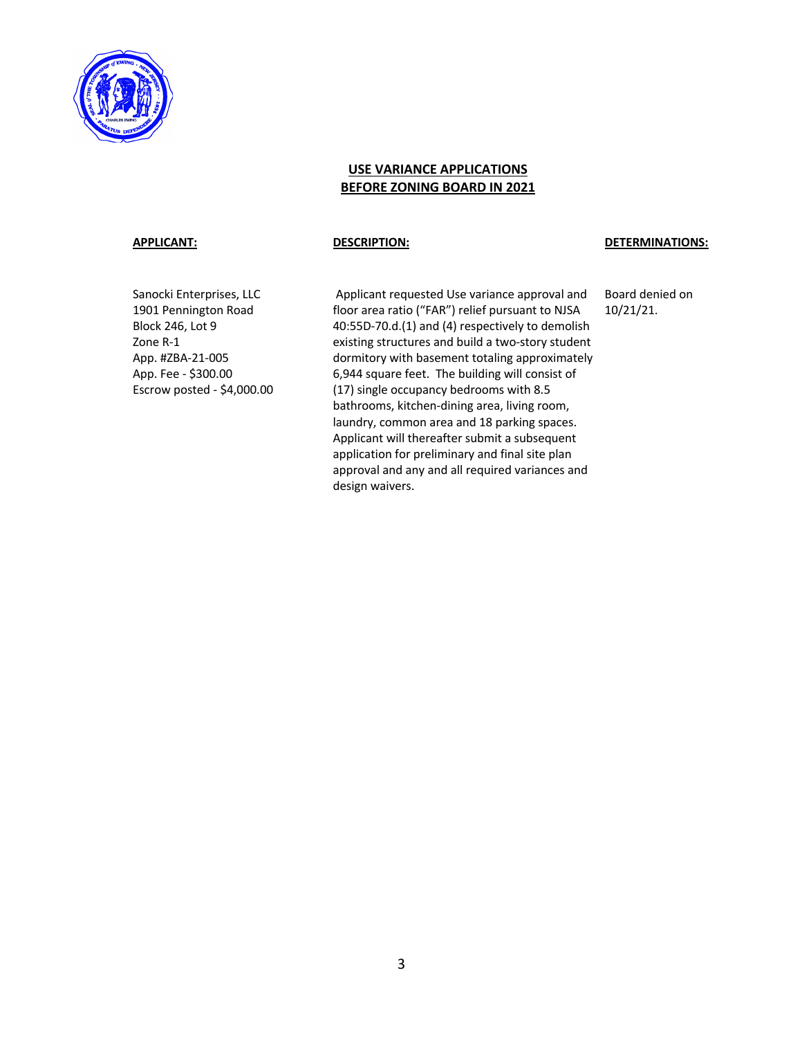## USE VARIANCE APPLICATIONS BEFORE ZONING BOARD IN 2021

| APPLICANT: | DESCRIPTION: | DETERMINATIONS: |
|---|---|---|
| Sanocki Enterprises, LLC<br>1901 Pennington Road<br>Block 246, Lot 9<br>Zone R-1<br>App. #ZBA-21-005<br>App. Fee - $300.00<br>Escrow posted - $4,000.00 | Applicant requested Use variance approval and floor area ratio ("FAR") relief pursuant to NJSA 40:55D-70.d.(1) and (4) respectively to demolish existing structures and build a two-story student dormitory with basement totaling approximately 6,944 square feet. The building will consist of (17) single occupancy bedrooms with 8.5 bathrooms, kitchen-dining area, living room, laundry, common area and 18 parking spaces. Applicant will thereafter submit a subsequent application for preliminary and final site plan approval and any and all required variances and design waivers. | Board denied on 10/21/21. |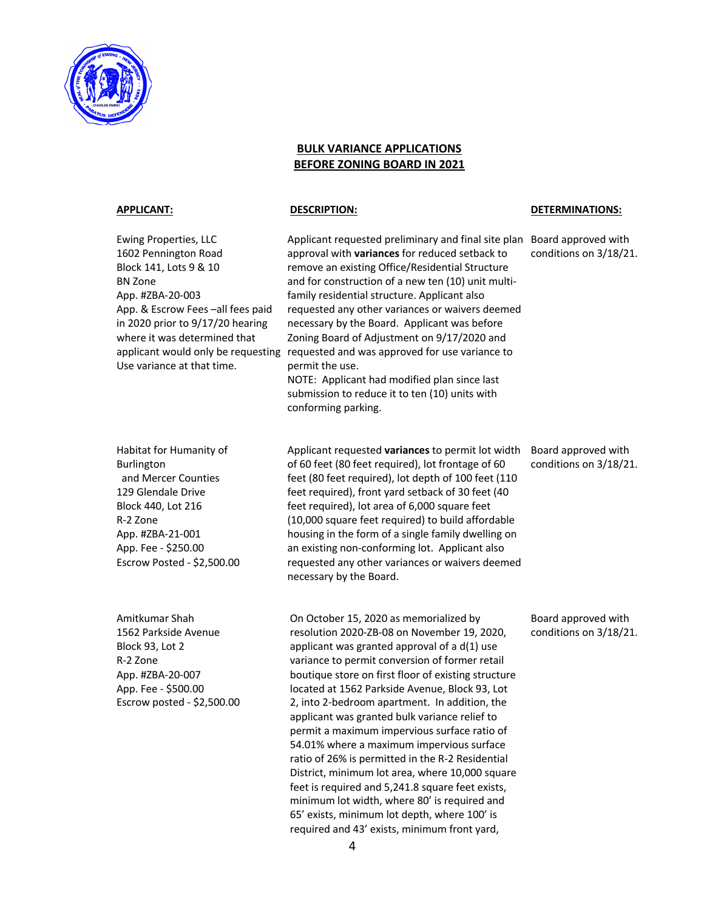**BULK VARIANCE APPLICATIONS**
**BEFORE ZONING BOARD IN 2021**

| APPLICANT: | DESCRIPTION: | DETERMINATIONS: |
| --- | --- | --- |
| Ewing Properties, LLC<br>1602 Pennington Road<br>Block 141, Lots 9 & 10<br>BN Zone<br>App. #ZBA-20-003<br>App. & Escrow Fees –all fees paid in 2020 prior to 9/17/20 hearing where it was determined that applicant would only be requesting Use variance at that time. | Applicant requested preliminary and final site plan approval with **variances** for reduced setback to remove an existing Office/Residential Structure and for construction of a new ten (10) unit multi-family residential structure. Applicant also requested any other variances or waivers deemed necessary by the Board. Applicant was before Zoning Board of Adjustment on 9/17/2020 and requested and was approved for use variance to permit the use.<br>NOTE: Applicant had modified plan since last submission to reduce it to ten (10) units with conforming parking. | Board approved with conditions on 3/18/21. |
| Habitat for Humanity of Burlington and Mercer Counties<br>129 Glendale Drive<br>Block 440, Lot 216<br>R-2 Zone<br>App. #ZBA-21-001<br>App. Fee - $250.00<br>Escrow Posted - $2,500.00 | Applicant requested **variances** to permit lot width of 60 feet (80 feet required), lot frontage of 60 feet (80 feet required), lot depth of 100 feet (110 feet required), front yard setback of 30 feet (40 feet required), lot area of 6,000 square feet (10,000 square feet required) to build affordable housing in the form of a single family dwelling on an existing non-conforming lot. Applicant also requested any other variances or waivers deemed necessary by the Board. | Board approved with conditions on 3/18/21. |
| Amitkumar Shah<br>1562 Parkside Avenue<br>Block 93, Lot 2<br>R-2 Zone<br>App. #ZBA-20-007<br>App. Fee - $500.00<br>Escrow posted - $2,500.00 | On October 15, 2020 as memorialized by resolution 2020-ZB-08 on November 19, 2020, applicant was granted approval of a d(1) use variance to permit conversion of former retail boutique store on first floor of existing structure located at 1562 Parkside Avenue, Block 93, Lot 2, into 2-bedroom apartment. In addition, the applicant was granted bulk variance relief to permit a maximum impervious surface ratio of 54.01% where a maximum impervious surface ratio of 26% is permitted in the R-2 Residential District, minimum lot area, where 10,000 square feet is required and 5,241.8 square feet exists, minimum lot width, where 80' is required and 65' exists, minimum lot depth, where 100' is required and 43' exists, minimum front yard, | Board approved with conditions on 3/18/21. |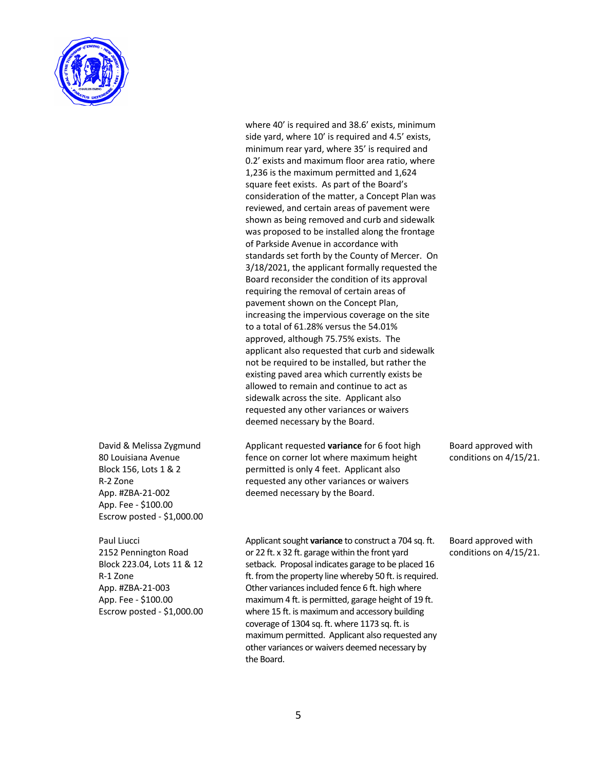| | | |
|---|---|---|
| | where 40' is required and 38.6' exists, minimum side yard, where 10' is required and 4.5' exists, minimum rear yard, where 35' is required and 0.2' exists and maximum floor area ratio, where 1,236 is the maximum permitted and 1,624 square feet exists. As part of the Board's consideration of the matter, a Concept Plan was reviewed, and certain areas of pavement were shown as being removed and curb and sidewalk was proposed to be installed along the frontage of Parkside Avenue in accordance with standards set forth by the County of Mercer. On 3/18/2021, the applicant formally requested the Board reconsider the condition of its approval requiring the removal of certain areas of pavement shown on the Concept Plan, increasing the impervious coverage on the site to a total of 61.28% versus the 54.01% approved, although 75.75% exists. The applicant also requested that curb and sidewalk not be required to be installed, but rather the existing paved area which currently exists be allowed to remain and continue to act as sidewalk across the site. Applicant also requested any other variances or waivers deemed necessary by the Board. | |
| David & Melissa Zygmund<br>80 Louisiana Avenue<br>Block 156, Lots 1 & 2<br>R-2 Zone<br>App. #ZBA-21-002<br>App. Fee - $100.00<br>Escrow posted - $1,000.00 | Applicant requested **variance** for 6 foot high fence on corner lot where maximum height permitted is only 4 feet. Applicant also requested any other variances or waivers deemed necessary by the Board. | Board approved with conditions on 4/15/21. |
| Paul Liucci<br>2152 Pennington Road<br>Block 223.04, Lots 11 & 12<br>R-1 Zone<br>App. #ZBA-21-003<br>App. Fee - $100.00<br>Escrow posted - $1,000.00 | Applicant sought **variance** to construct a 704 sq. ft. or 22 ft. x 32 ft. garage within the front yard setback. Proposal indicates garage to be placed 16 ft. from the property line whereby 50 ft. is required. Other variances included fence 6 ft. high where maximum 4 ft. is permitted, garage height of 19 ft. where 15 ft. is maximum and accessory building coverage of 1304 sq. ft. where 1173 sq. ft. is maximum permitted. Applicant also requested any other variances or waivers deemed necessary by the Board. | Board approved with conditions on 4/15/21. |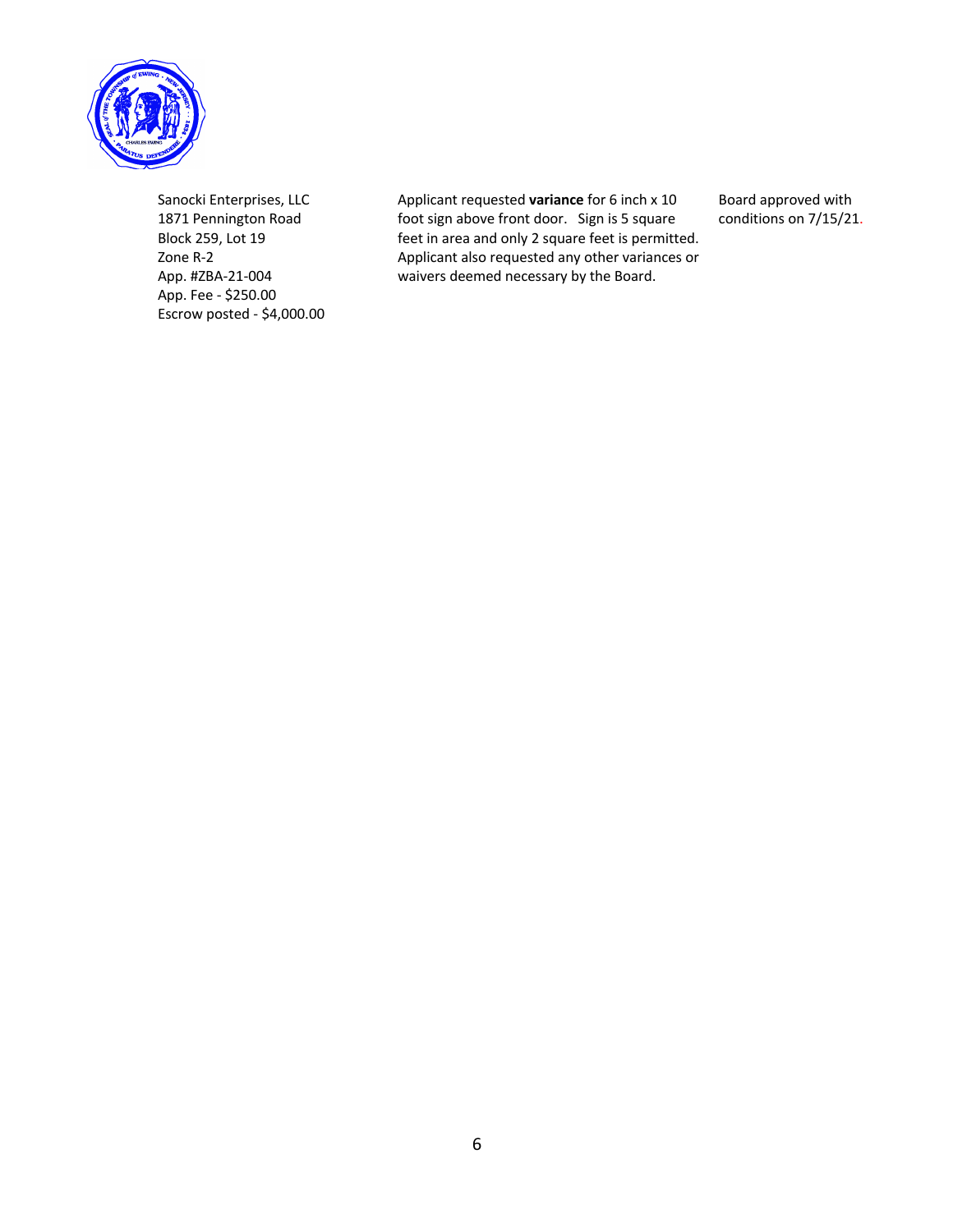| | | |
|---|---|---|
| Sanocki Enterprises, LLC<br>1871 Pennington Road<br>Block 259, Lot 19<br>Zone R-2<br>App. #ZBA-21-004<br>App. Fee - $250.00<br>Escrow posted - $4,000.00 | Applicant requested **variance** for 6 inch x 10 foot sign above front door. Sign is 5 square feet in area and only 2 square feet is permitted. Applicant also requested any other variances or waivers deemed necessary by the Board. | Board approved with conditions on 7/15/21. |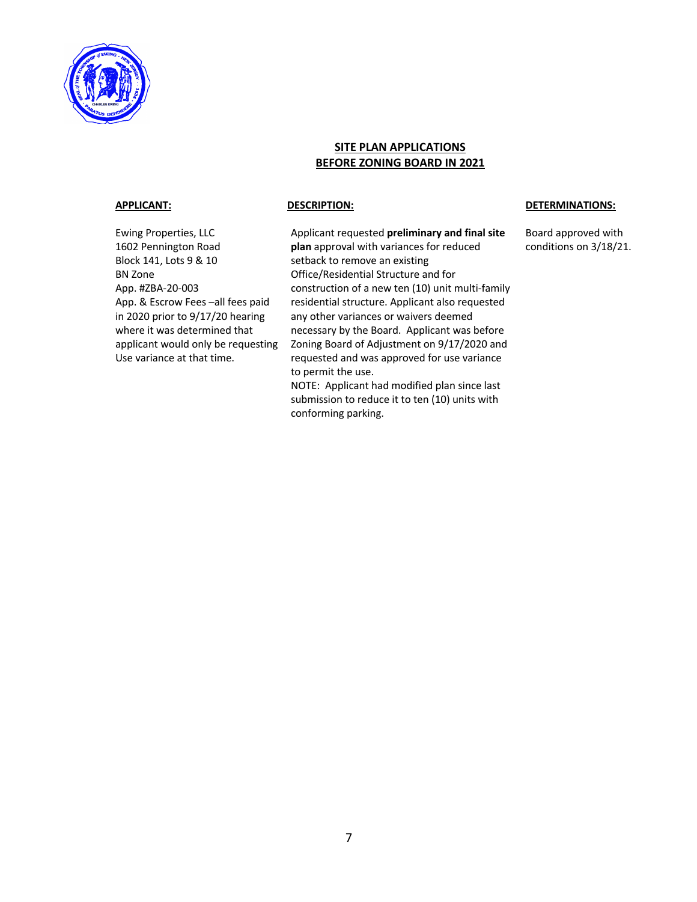## SITE PLAN APPLICATIONS
## BEFORE ZONING BOARD IN 2021

| APPLICANT: | DESCRIPTION: | DETERMINATIONS: |
|---|---|---|
| Ewing Properties, LLC<br>1602 Pennington Road<br>Block 141, Lots 9 & 10<br>BN Zone<br>App. #ZBA-20-003<br>App. & Escrow Fees –all fees paid in 2020 prior to 9/17/20 hearing where it was determined that applicant would only be requesting Use variance at that time. | Applicant requested **preliminary and final site plan** approval with variances for reduced setback to remove an existing Office/Residential Structure and for construction of a new ten (10) unit multi-family residential structure. Applicant also requested any other variances or waivers deemed necessary by the Board. Applicant was before Zoning Board of Adjustment on 9/17/2020 and requested and was approved for use variance to permit the use.<br>NOTE: Applicant had modified plan since last submission to reduce it to ten (10) units with conforming parking. | Board approved with conditions on 3/18/21. |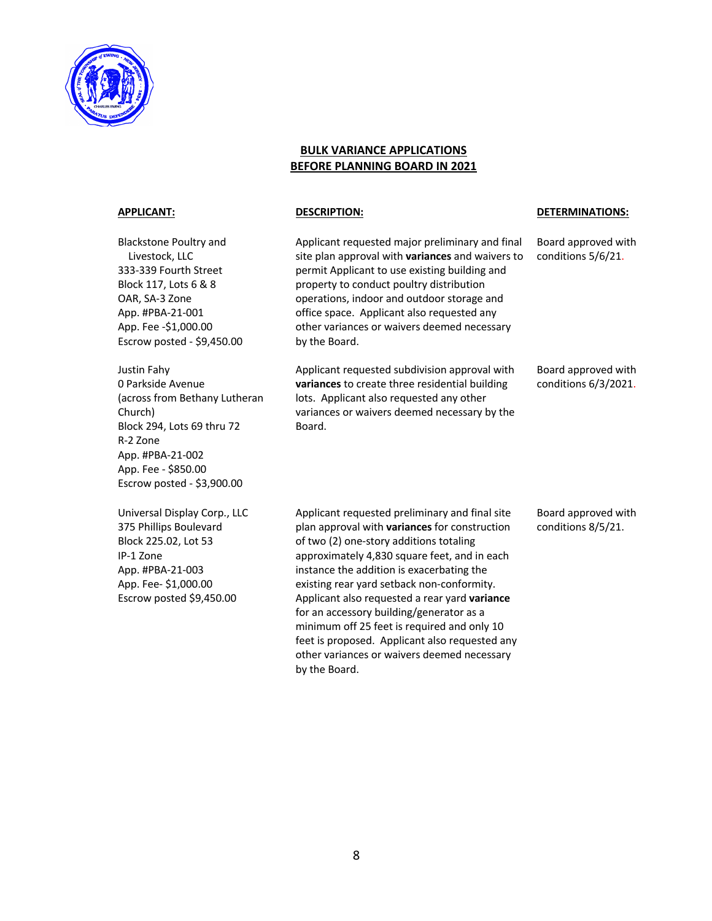## BULK VARIANCE APPLICATIONS BEFORE PLANNING BOARD IN 2021

| APPLICANT: | DESCRIPTION: | DETERMINATIONS: |
|---|---|---|
| Blackstone Poultry and Livestock, LLC<br>333-339 Fourth Street<br>Block 117, Lots 6 & 8<br>OAR, SA-3 Zone<br>App. #PBA-21-001<br>App. Fee -$1,000.00<br>Escrow posted - $9,450.00 | Applicant requested major preliminary and final site plan approval with **variances** and waivers to permit Applicant to use existing building and property to conduct poultry distribution operations, indoor and outdoor storage and office space. Applicant also requested any other variances or waivers deemed necessary by the Board. | Board approved with conditions 5/6/21. |
| Justin Fahy<br>0 Parkside Avenue<br>(across from Bethany Lutheran Church)<br>Block 294, Lots 69 thru 72<br>R-2 Zone<br>App. #PBA-21-002<br>App. Fee - $850.00<br>Escrow posted - $3,900.00 | Applicant requested subdivision approval with **variances** to create three residential building lots. Applicant also requested any other variances or waivers deemed necessary by the Board. | Board approved with conditions 6/3/2021. |
| Universal Display Corp., LLC<br>375 Phillips Boulevard<br>Block 225.02, Lot 53<br>IP-1 Zone<br>App. #PBA-21-003<br>App. Fee- $1,000.00<br>Escrow posted $9,450.00 | Applicant requested preliminary and final site plan approval with **variances** for construction of two (2) one-story additions totaling approximately 4,830 square feet, and in each instance the addition is exacerbating the existing rear yard setback non-conformity. Applicant also requested a rear yard **variance** for an accessory building/generator as a minimum off 25 feet is required and only 10 feet is proposed. Applicant also requested any other variances or waivers deemed necessary by the Board. | Board approved with conditions 8/5/21. |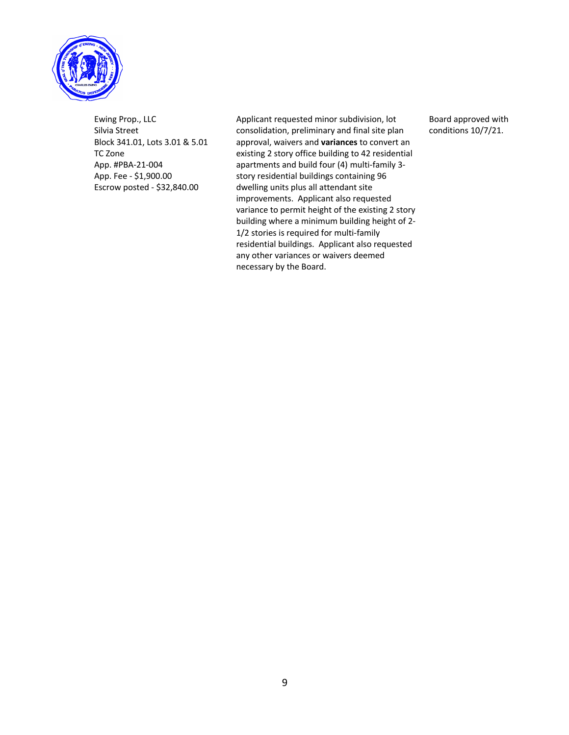| | | |
|---|---|---|
| Ewing Prop., LLC<br>Silvia Street<br>Block 341.01, Lots 3.01 & 5.01<br>TC Zone<br>App. #PBA-21-004<br>App. Fee - $1,900.00<br>Escrow posted - $32,840.00 | Applicant requested minor subdivision, lot consolidation, preliminary and final site plan approval, waivers and **variances** to convert an existing 2 story office building to 42 residential apartments and build four (4) multi-family 3-story residential buildings containing 96 dwelling units plus all attendant site improvements. Applicant also requested variance to permit height of the existing 2 story building where a minimum building height of 2-1/2 stories is required for multi-family residential buildings. Applicant also requested any other variances or waivers deemed necessary by the Board. | Board approved with conditions 10/7/21. |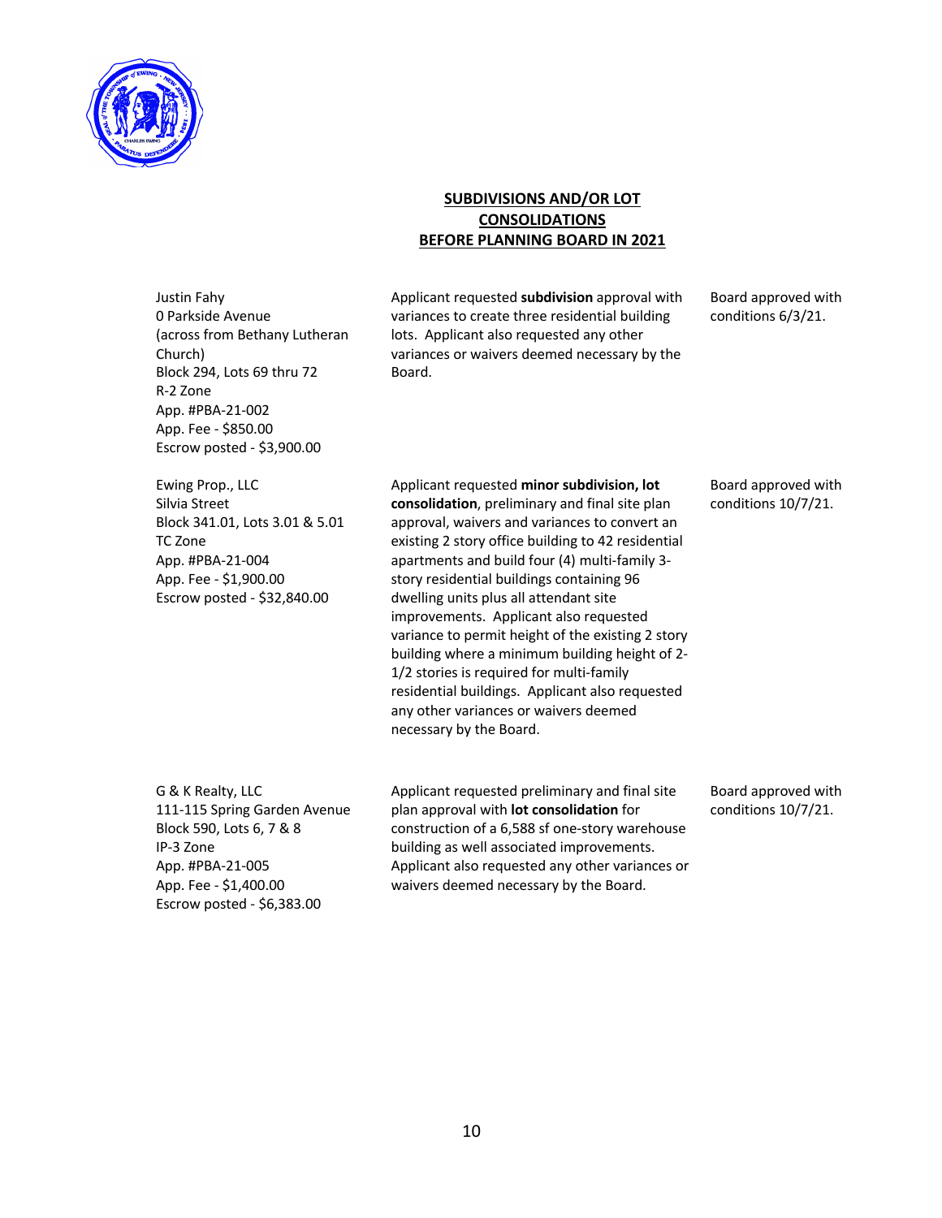## SUBDIVISIONS AND/OR LOT CONSOLIDATIONS BEFORE PLANNING BOARD IN 2021

| | | |
|---|---|---|
| Justin Fahy<br>0 Parkside Avenue<br>(across from Bethany Lutheran Church)<br>Block 294, Lots 69 thru 72<br>R-2 Zone<br>App. #PBA-21-002<br>App. Fee - $850.00<br>Escrow posted - $3,900.00 | Applicant requested **subdivision** approval with variances to create three residential building lots. Applicant also requested any other variances or waivers deemed necessary by the Board. | Board approved with conditions 6/3/21. |
| Ewing Prop., LLC<br>Silvia Street<br>Block 341.01, Lots 3.01 & 5.01<br>TC Zone<br>App. #PBA-21-004<br>App. Fee - $1,900.00<br>Escrow posted - $32,840.00 | Applicant requested **minor subdivision, lot consolidation**, preliminary and final site plan approval, waivers and variances to convert an existing 2 story office building to 42 residential apartments and build four (4) multi-family 3-story residential buildings containing 96 dwelling units plus all attendant site improvements. Applicant also requested variance to permit height of the existing 2 story building where a minimum building height of 2-1/2 stories is required for multi-family residential buildings. Applicant also requested any other variances or waivers deemed necessary by the Board. | Board approved with conditions 10/7/21. |
| G & K Realty, LLC<br>111-115 Spring Garden Avenue<br>Block 590, Lots 6, 7 & 8<br>IP-3 Zone<br>App. #PBA-21-005<br>App. Fee - $1,400.00<br>Escrow posted - $6,383.00 | Applicant requested preliminary and final site plan approval with **lot consolidation** for construction of a 6,588 sf one-story warehouse building as well associated improvements. Applicant also requested any other variances or waivers deemed necessary by the Board. | Board approved with conditions 10/7/21. |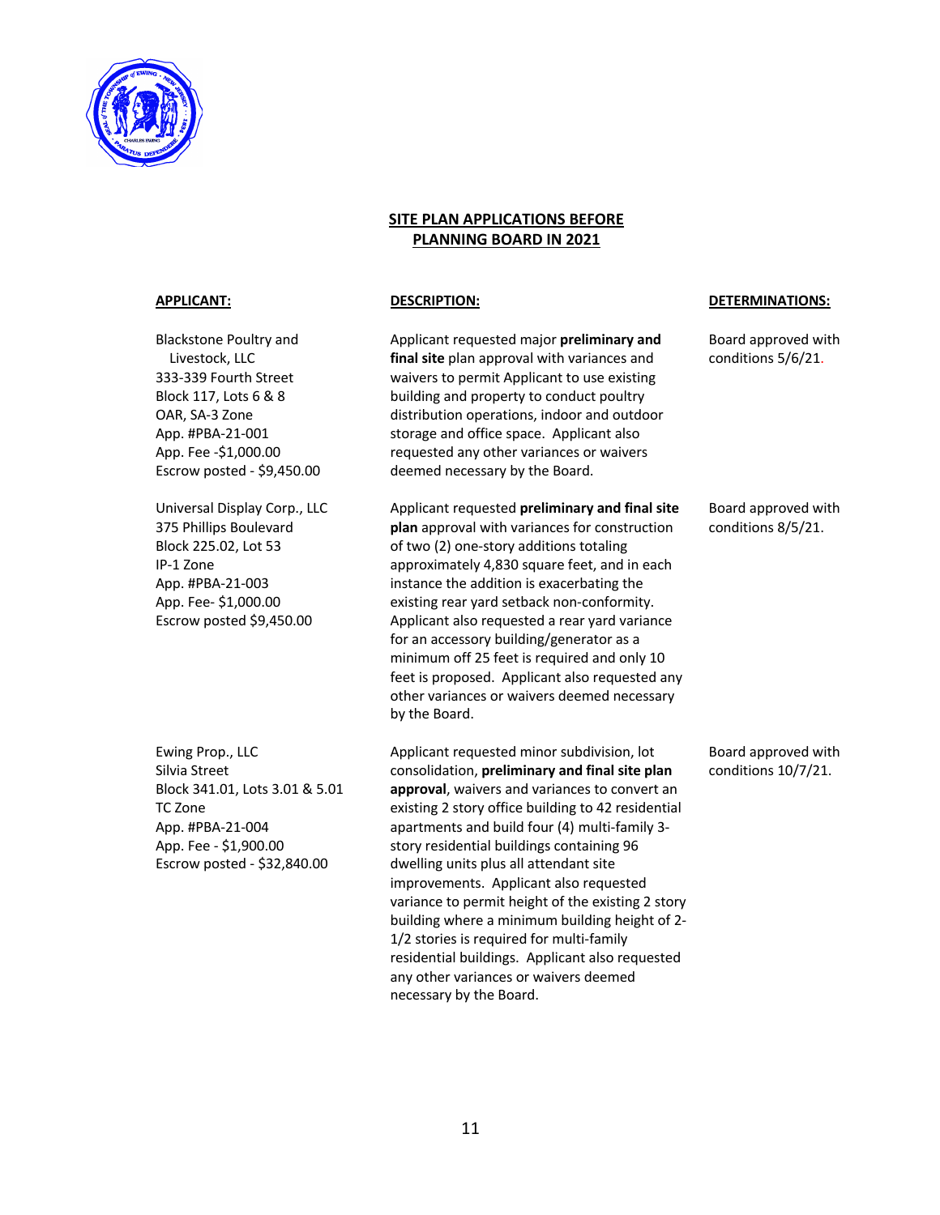## SITE PLAN APPLICATIONS BEFORE PLANNING BOARD IN 2021

| APPLICANT: | DESCRIPTION: | DETERMINATIONS: |
|---|---|---|
| Blackstone Poultry and Livestock, LLC<br>333-339 Fourth Street<br>Block 117, Lots 6 & 8<br>OAR, SA-3 Zone<br>App. #PBA-21-001<br>App. Fee -$1,000.00<br>Escrow posted - $9,450.00 | Applicant requested major **preliminary and final site** plan approval with variances and waivers to permit Applicant to use existing building and property to conduct poultry distribution operations, indoor and outdoor storage and office space. Applicant also requested any other variances or waivers deemed necessary by the Board. | Board approved with conditions 5/6/21. |
| Universal Display Corp., LLC<br>375 Phillips Boulevard<br>Block 225.02, Lot 53<br>IP-1 Zone<br>App. #PBA-21-003<br>App. Fee- $1,000.00<br>Escrow posted $9,450.00 | Applicant requested **preliminary and final site plan** approval with variances for construction of two (2) one-story additions totaling approximately 4,830 square feet, and in each instance the addition is exacerbating the existing rear yard setback non-conformity. Applicant also requested a rear yard variance for an accessory building/generator as a minimum off 25 feet is required and only 10 feet is proposed. Applicant also requested any other variances or waivers deemed necessary by the Board. | Board approved with conditions 8/5/21. |
| Ewing Prop., LLC<br>Silvia Street<br>Block 341.01, Lots 3.01 & 5.01<br>TC Zone<br>App. #PBA-21-004<br>App. Fee - $1,900.00<br>Escrow posted - $32,840.00 | Applicant requested minor subdivision, lot consolidation, **preliminary and final site plan approval**, waivers and variances to convert an existing 2 story office building to 42 residential apartments and build four (4) multi-family 3-story residential buildings containing 96 dwelling units plus all attendant site improvements. Applicant also requested variance to permit height of the existing 2 story building where a minimum building height of 2-1/2 stories is required for multi-family residential buildings. Applicant also requested any other variances or waivers deemed necessary by the Board. | Board approved with conditions 10/7/21. |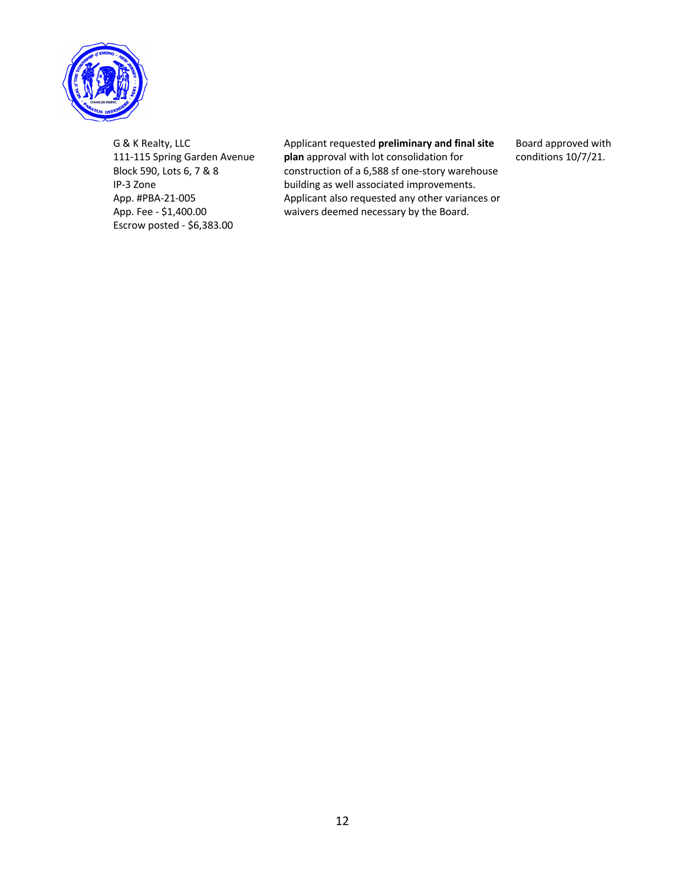| | | |
|---|---|---|
| G & K Realty, LLC<br>111-115 Spring Garden Avenue<br>Block 590, Lots 6, 7 & 8<br>IP-3 Zone<br>App. #PBA-21-005<br>App. Fee - $1,400.00<br>Escrow posted - $6,383.00 | Applicant requested **preliminary and final site plan** approval with lot consolidation for construction of a 6,588 sf one-story warehouse building as well associated improvements. Applicant also requested any other variances or waivers deemed necessary by the Board. | Board approved with conditions 10/7/21. |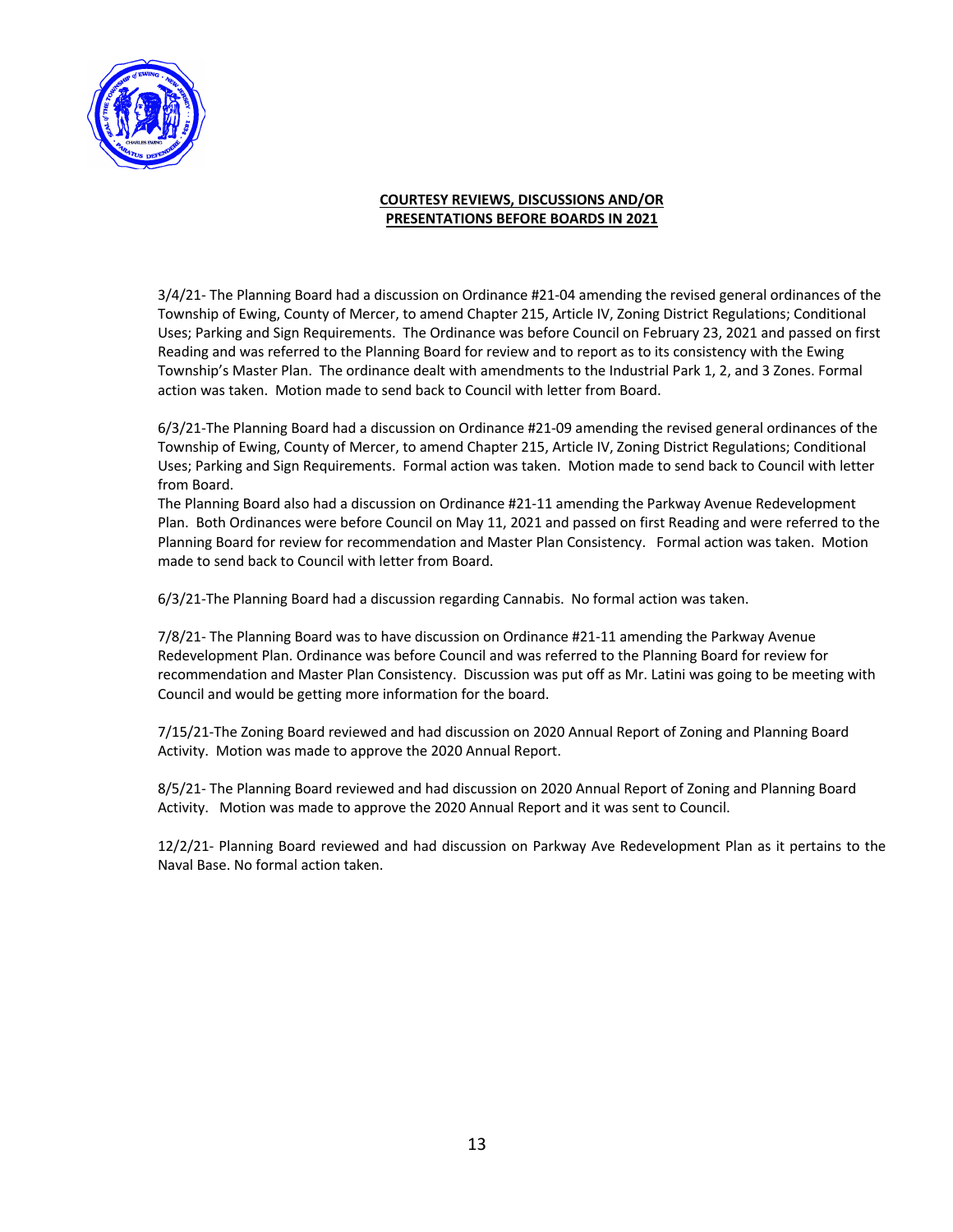## COURTESY REVIEWS, DISCUSSIONS AND/OR PRESENTATIONS BEFORE BOARDS IN 2021

3/4/21- The Planning Board had a discussion on Ordinance #21-04 amending the revised general ordinances of the Township of Ewing, County of Mercer, to amend Chapter 215, Article IV, Zoning District Regulations; Conditional Uses; Parking and Sign Requirements. The Ordinance was before Council on February 23, 2021 and passed on first Reading and was referred to the Planning Board for review and to report as to its consistency with the Ewing Township's Master Plan. The ordinance dealt with amendments to the Industrial Park 1, 2, and 3 Zones. Formal action was taken. Motion made to send back to Council with letter from Board.

6/3/21-The Planning Board had a discussion on Ordinance #21-09 amending the revised general ordinances of the Township of Ewing, County of Mercer, to amend Chapter 215, Article IV, Zoning District Regulations; Conditional Uses; Parking and Sign Requirements. Formal action was taken. Motion made to send back to Council with letter from Board.
The Planning Board also had a discussion on Ordinance #21-11 amending the Parkway Avenue Redevelopment Plan. Both Ordinances were before Council on May 11, 2021 and passed on first Reading and were referred to the Planning Board for review for recommendation and Master Plan Consistency. Formal action was taken. Motion made to send back to Council with letter from Board.

6/3/21-The Planning Board had a discussion regarding Cannabis. No formal action was taken.

7/8/21- The Planning Board was to have discussion on Ordinance #21-11 amending the Parkway Avenue Redevelopment Plan. Ordinance was before Council and was referred to the Planning Board for review for recommendation and Master Plan Consistency. Discussion was put off as Mr. Latini was going to be meeting with Council and would be getting more information for the board.

7/15/21-The Zoning Board reviewed and had discussion on 2020 Annual Report of Zoning and Planning Board Activity. Motion was made to approve the 2020 Annual Report.

8/5/21- The Planning Board reviewed and had discussion on 2020 Annual Report of Zoning and Planning Board Activity. Motion was made to approve the 2020 Annual Report and it was sent to Council.

12/2/21- Planning Board reviewed and had discussion on Parkway Ave Redevelopment Plan as it pertains to the Naval Base. No formal action taken.